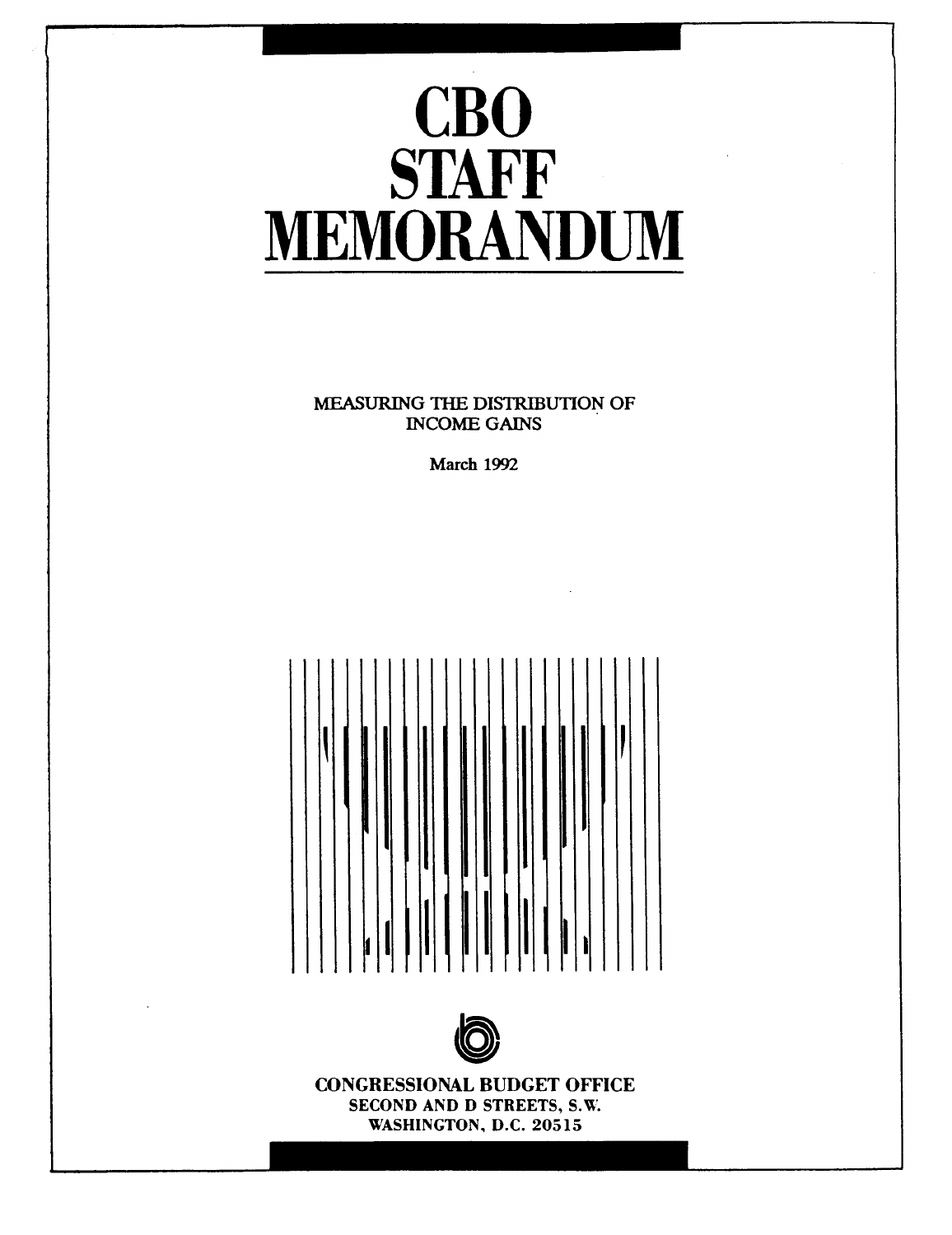# CBO STAFF MEMORANDUM

MEASURING THE DISTRIBUTION OF INCOME GAINS

March 1992

CONGRESSIONAL BUDGET OFFICE
SECOND AND D STREETS, S.W.
WASHINGTON, D.C. 20515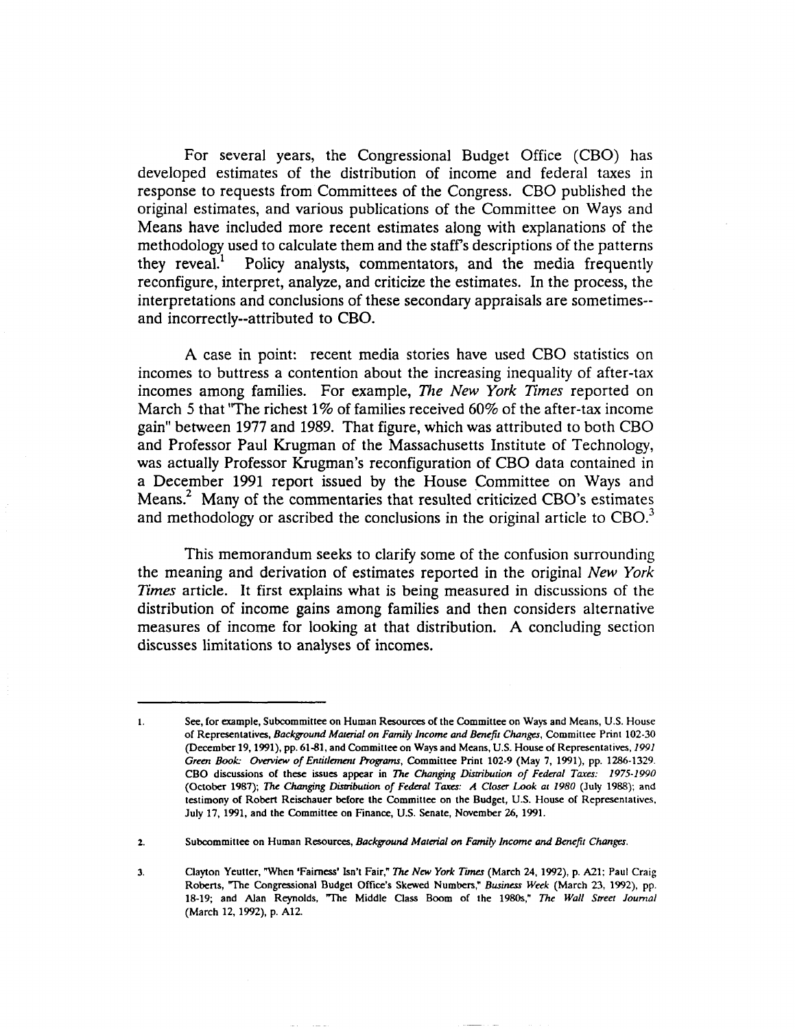For several years, the Congressional Budget Office (CBO) has developed estimates of the distribution of income and federal taxes in response to requests from Committees of the Congress. CBO published the original estimates, and various publications of the Committee on Ways and Means have included more recent estimates along with explanations of the methodology used to calculate them and the staff's descriptions of the patterns they reveal.[1] Policy analysts, commentators, and the media frequently reconfigure, interpret, analyze, and criticize the estimates. In the process, the interpretations and conclusions of these secondary appraisals are sometimes--and incorrectly--attributed to CBO.

A case in point: recent media stories have used CBO statistics on incomes to buttress a contention about the increasing inequality of after-tax incomes among families. For example, *The New York Times* reported on March 5 that "The richest 1% of families received 60% of the after-tax income gain" between 1977 and 1989. That figure, which was attributed to both CBO and Professor Paul Krugman of the Massachusetts Institute of Technology, was actually Professor Krugman's reconfiguration of CBO data contained in a December 1991 report issued by the House Committee on Ways and Means.[2] Many of the commentaries that resulted criticized CBO's estimates and methodology or ascribed the conclusions in the original article to CBO.[3]

This memorandum seeks to clarify some of the confusion surrounding the meaning and derivation of estimates reported in the original *New York Times* article. It first explains what is being measured in discussions of the distribution of income gains among families and then considers alternative measures of income for looking at that distribution. A concluding section discusses limitations to analyses of incomes.

---

1. See, for example, Subcommittee on Human Resources of the Committee on Ways and Means, U.S. House of Representatives, *Background Material on Family Income and Benefit Changes*, Committee Print 102-30 (December 19, 1991), pp. 61-81, and Committee on Ways and Means, U.S. House of Representatives, *1991 Green Book: Overview of Entitlement Programs*, Committee Print 102-9 (May 7, 1991), pp. 1286-1329. CBO discussions of these issues appear in *The Changing Distribution of Federal Taxes: 1975-1990* (October 1987); *The Changing Distribution of Federal Taxes: A Closer Look at 1980* (July 1988); and testimony of Robert Reischauer before the Committee on the Budget, U.S. House of Representatives, July 17, 1991, and the Committee on Finance, U.S. Senate, November 26, 1991.

2. Subcommittee on Human Resources, *Background Material on Family Income and Benefit Changes*.

3. Clayton Yeutter, "When 'Fairness' Isn't Fair," *The New York Times* (March 24, 1992), p. A21; Paul Craig Roberts, "The Congressional Budget Office's Skewed Numbers," *Business Week* (March 23, 1992), pp. 18-19; and Alan Reynolds, "The Middle Class Boom of the 1980s," *The Wall Street Journal* (March 12, 1992), p. A12.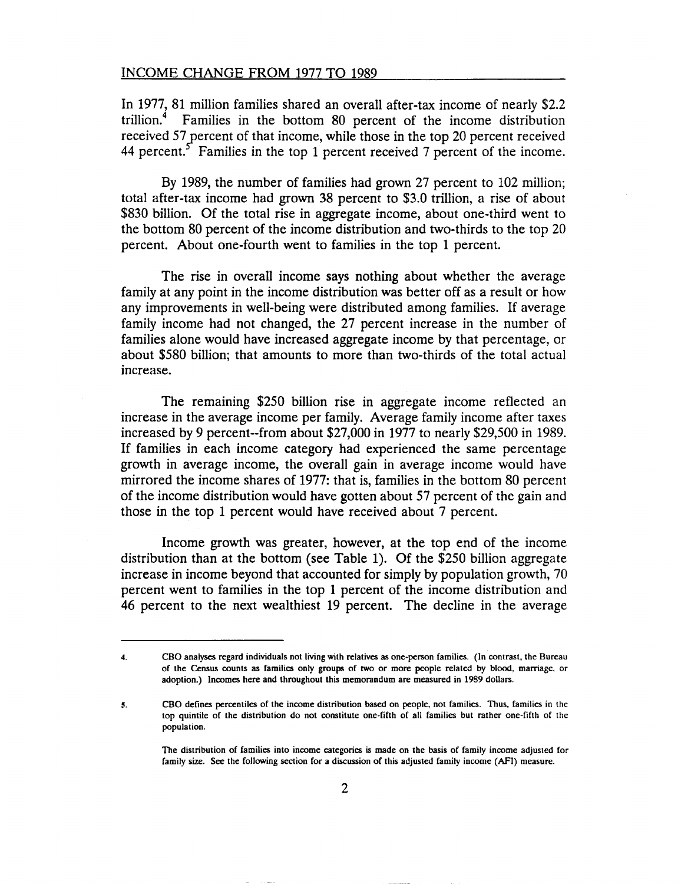## INCOME CHANGE FROM 1977 TO 1989

In 1977, 81 million families shared an overall after-tax income of nearly $2.2 trillion.[4] Families in the bottom 80 percent of the income distribution received 57 percent of that income, while those in the top 20 percent received 44 percent.[5] Families in the top 1 percent received 7 percent of the income.

By 1989, the number of families had grown 27 percent to 102 million; total after-tax income had grown 38 percent to $3.0 trillion, a rise of about $830 billion. Of the total rise in aggregate income, about one-third went to the bottom 80 percent of the income distribution and two-thirds to the top 20 percent. About one-fourth went to families in the top 1 percent.

The rise in overall income says nothing about whether the average family at any point in the income distribution was better off as a result or how any improvements in well-being were distributed among families. If average family income had not changed, the 27 percent increase in the number of families alone would have increased aggregate income by that percentage, or about $580 billion; that amounts to more than two-thirds of the total actual increase.

The remaining $250 billion rise in aggregate income reflected an increase in the average income per family. Average family income after taxes increased by 9 percent--from about $27,000 in 1977 to nearly $29,500 in 1989. If families in each income category had experienced the same percentage growth in average income, the overall gain in average income would have mirrored the income shares of 1977: that is, families in the bottom 80 percent of the income distribution would have gotten about 57 percent of the gain and those in the top 1 percent would have received about 7 percent.

Income growth was greater, however, at the top end of the income distribution than at the bottom (see Table 1). Of the $250 billion aggregate increase in income beyond that accounted for simply by population growth, 70 percent went to families in the top 1 percent of the income distribution and 46 percent to the next wealthiest 19 percent. The decline in the average

---

4. CBO analyses regard individuals not living with relatives as one-person families. (In contrast, the Bureau of the Census counts as families only groups of two or more people related by blood, marriage, or adoption.) Incomes here and throughout this memorandum are measured in 1989 dollars.

5. CBO defines percentiles of the income distribution based on people, not families. Thus, families in the top quintile of the distribution do not constitute one-fifth of all families but rather one-fifth of the population.

   The distribution of families into income categories is made on the basis of family income adjusted for family size. See the following section for a discussion of this adjusted family income (AFI) measure.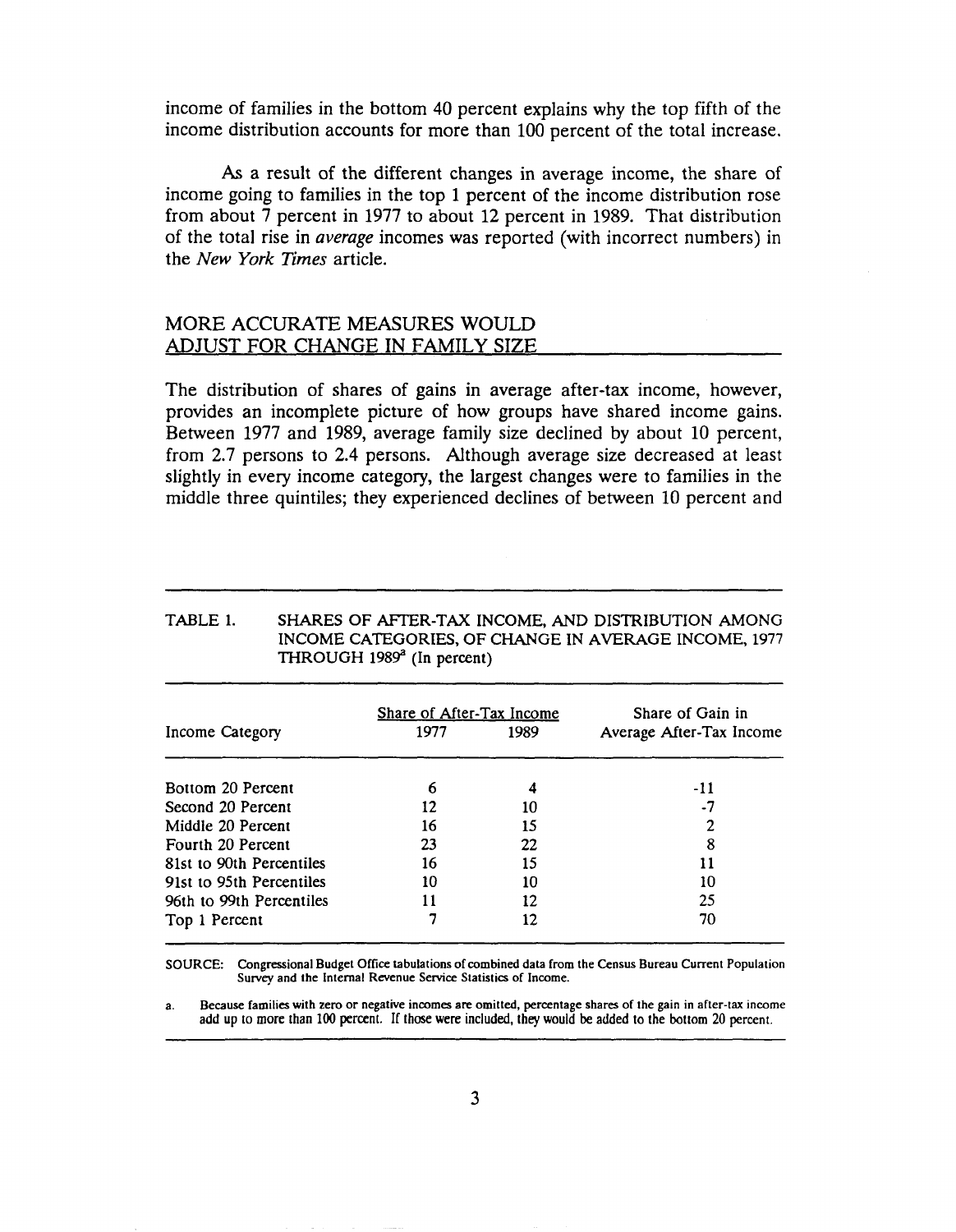income of families in the bottom 40 percent explains why the top fifth of the income distribution accounts for more than 100 percent of the total increase.

As a result of the different changes in average income, the share of income going to families in the top 1 percent of the income distribution rose from about 7 percent in 1977 to about 12 percent in 1989. That distribution of the total rise in *average* incomes was reported (with incorrect numbers) in the *New York Times* article.

## MORE ACCURATE MEASURES WOULD ADJUST FOR CHANGE IN FAMILY SIZE

The distribution of shares of gains in average after-tax income, however, provides an incomplete picture of how groups have shared income gains. Between 1977 and 1989, average family size declined by about 10 percent, from 2.7 persons to 2.4 persons. Although average size decreased at least slightly in every income category, the largest changes were to families in the middle three quintiles; they experienced declines of between 10 percent and

TABLE 1. SHARES OF AFTER-TAX INCOME, AND DISTRIBUTION AMONG INCOME CATEGORIES, OF CHANGE IN AVERAGE INCOME, 1977 THROUGH 1989[a] (In percent)

| Income Category | Share of After-Tax Income 1977 | Share of After-Tax Income 1989 | Share of Gain in Average After-Tax Income |
|---|---|---|---|
| Bottom 20 Percent | 6 | 4 | -11 |
| Second 20 Percent | 12 | 10 | -7 |
| Middle 20 Percent | 16 | 15 | 2 |
| Fourth 20 Percent | 23 | 22 | 8 |
| 81st to 90th Percentiles | 16 | 15 | 11 |
| 91st to 95th Percentiles | 10 | 10 | 10 |
| 96th to 99th Percentiles | 11 | 12 | 25 |
| Top 1 Percent | 7 | 12 | 70 |

SOURCE: Congressional Budget Office tabulations of combined data from the Census Bureau Current Population Survey and the Internal Revenue Service Statistics of Income.

a. Because families with zero or negative incomes are omitted, percentage shares of the gain in after-tax income add up to more than 100 percent. If those were included, they would be added to the bottom 20 percent.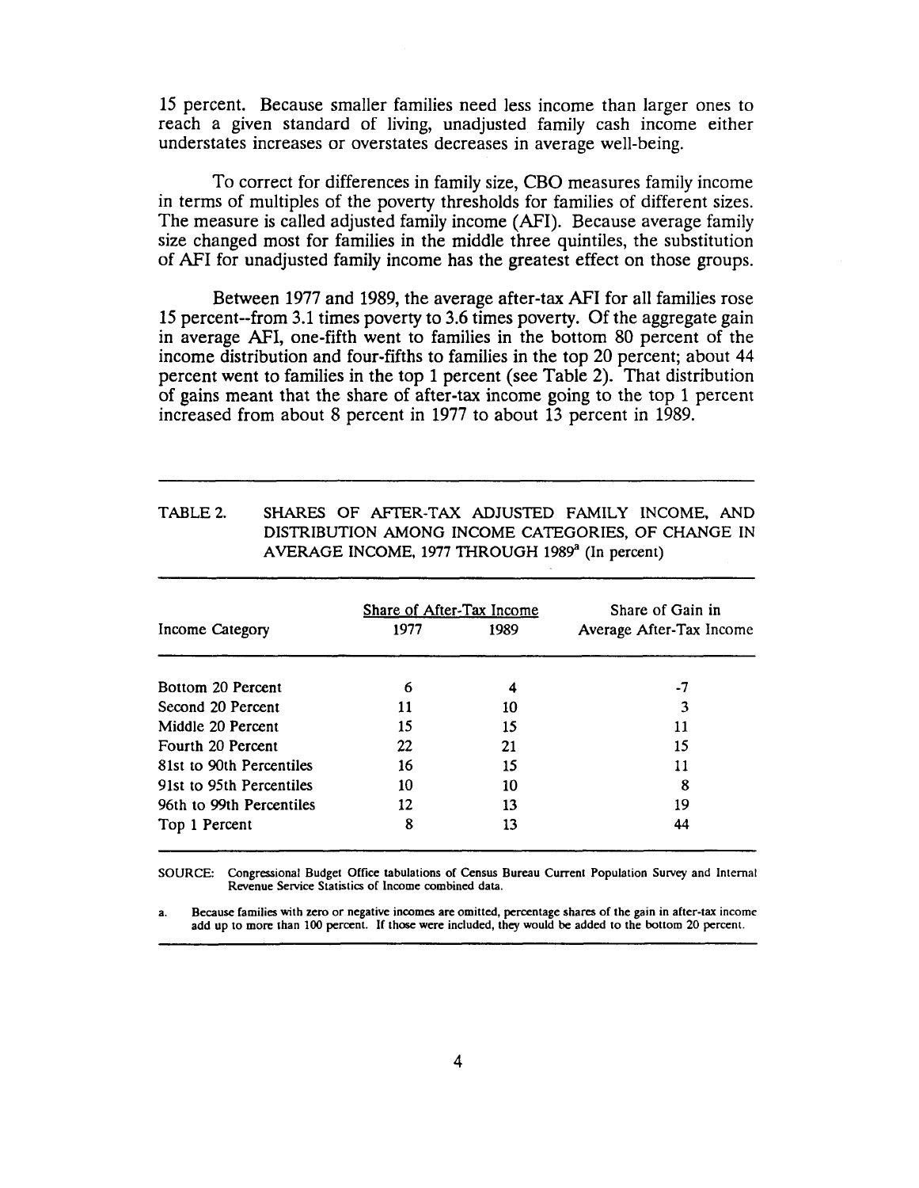15 percent. Because smaller families need less income than larger ones to reach a given standard of living, unadjusted family cash income either understates increases or overstates decreases in average well-being.

To correct for differences in family size, CBO measures family income in terms of multiples of the poverty thresholds for families of different sizes. The measure is called adjusted family income (AFI). Because average family size changed most for families in the middle three quintiles, the substitution of AFI for unadjusted family income has the greatest effect on those groups.

Between 1977 and 1989, the average after-tax AFI for all families rose 15 percent--from 3.1 times poverty to 3.6 times poverty. Of the aggregate gain in average AFI, one-fifth went to families in the bottom 80 percent of the income distribution and four-fifths to families in the top 20 percent; about 44 percent went to families in the top 1 percent (see Table 2). That distribution of gains meant that the share of after-tax income going to the top 1 percent increased from about 8 percent in 1977 to about 13 percent in 1989.

TABLE 2. SHARES OF AFTER-TAX ADJUSTED FAMILY INCOME, AND DISTRIBUTION AMONG INCOME CATEGORIES, OF CHANGE IN AVERAGE INCOME, 1977 THROUGH 1989[a] (In percent)

| Income Category | Share of After-Tax Income | | Share of Gain in |
|---|---|---|---|
| | 1977 | 1989 | Average After-Tax Income |
| Bottom 20 Percent | 6 | 4 | -7 |
| Second 20 Percent | 11 | 10 | 3 |
| Middle 20 Percent | 15 | 15 | 11 |
| Fourth 20 Percent | 22 | 21 | 15 |
| 81st to 90th Percentiles | 16 | 15 | 11 |
| 91st to 95th Percentiles | 10 | 10 | 8 |
| 96th to 99th Percentiles | 12 | 13 | 19 |
| Top 1 Percent | 8 | 13 | 44 |

SOURCE: Congressional Budget Office tabulations of Census Bureau Current Population Survey and Internal Revenue Service Statistics of Income combined data.

a. Because families with zero or negative incomes are omitted, percentage shares of the gain in after-tax income add up to more than 100 percent. If those were included, they would be added to the bottom 20 percent.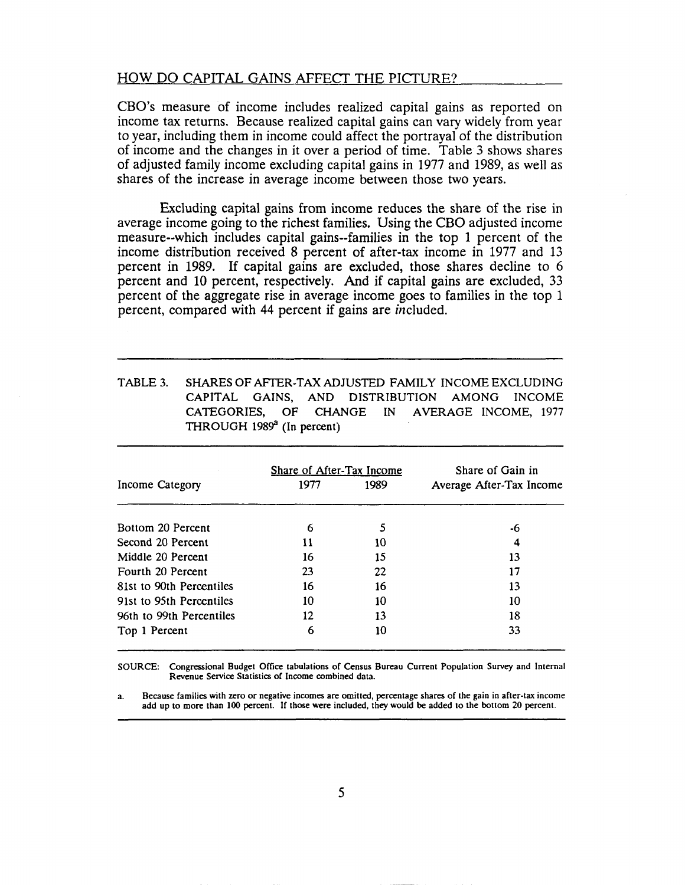## HOW DO CAPITAL GAINS AFFECT THE PICTURE?

CBO's measure of income includes realized capital gains as reported on income tax returns. Because realized capital gains can vary widely from year to year, including them in income could affect the portrayal of the distribution of income and the changes in it over a period of time. Table 3 shows shares of adjusted family income excluding capital gains in 1977 and 1989, as well as shares of the increase in average income between those two years.

Excluding capital gains from income reduces the share of the rise in average income going to the richest families. Using the CBO adjusted income measure--which includes capital gains--families in the top 1 percent of the income distribution received 8 percent of after-tax income in 1977 and 13 percent in 1989. If capital gains are excluded, those shares decline to 6 percent and 10 percent, respectively. And if capital gains are excluded, 33 percent of the aggregate rise in average income goes to families in the top 1 percent, compared with 44 percent if gains are *in*cluded.

TABLE 3. SHARES OF AFTER-TAX ADJUSTED FAMILY INCOME EXCLUDING CAPITAL GAINS, AND DISTRIBUTION AMONG INCOME CATEGORIES, OF CHANGE IN AVERAGE INCOME, 1977 THROUGH 1989[a] (In percent)

| Income Category | Share of After-Tax Income | | Share of Gain in Average After-Tax Income |
|---|---|---|---|
| | 1977 | 1989 | |
| Bottom 20 Percent | 6 | 5 | -6 |
| Second 20 Percent | 11 | 10 | 4 |
| Middle 20 Percent | 16 | 15 | 13 |
| Fourth 20 Percent | 23 | 22 | 17 |
| 81st to 90th Percentiles | 16 | 16 | 13 |
| 91st to 95th Percentiles | 10 | 10 | 10 |
| 96th to 99th Percentiles | 12 | 13 | 18 |
| Top 1 Percent | 6 | 10 | 33 |

SOURCE: Congressional Budget Office tabulations of Census Bureau Current Population Survey and Internal Revenue Service Statistics of Income combined data.

a. Because families with zero or negative incomes are omitted, percentage shares of the gain in after-tax income add up to more than 100 percent. If those were included, they would be added to the bottom 20 percent.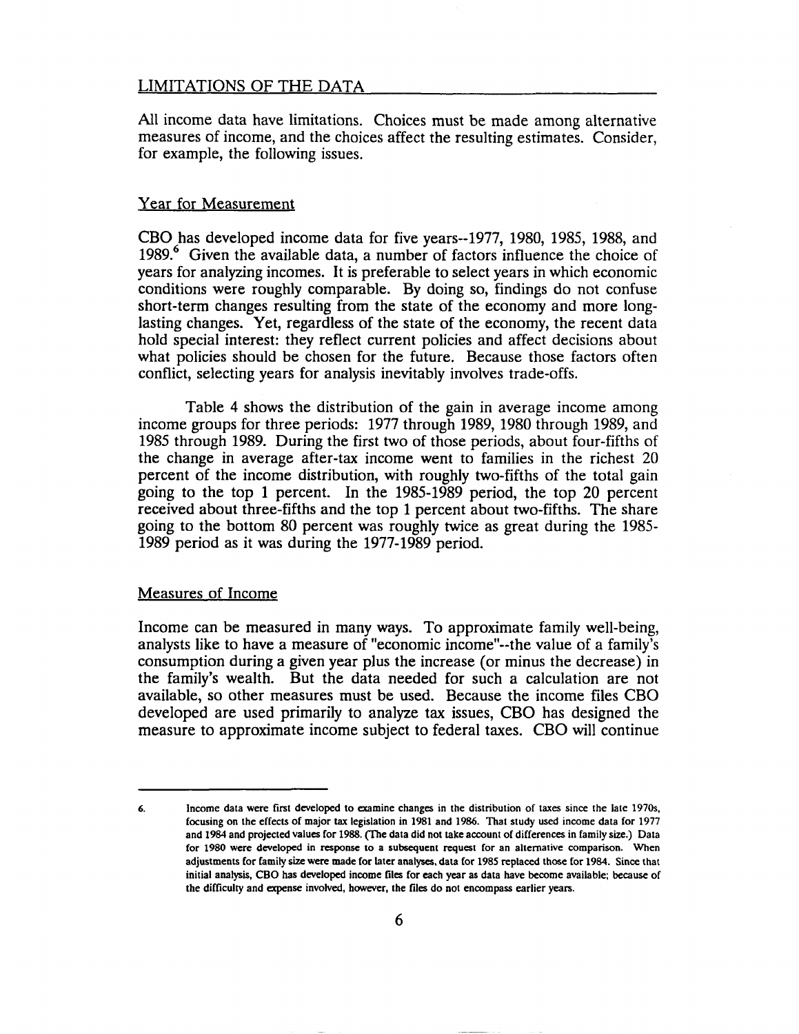## LIMITATIONS OF THE DATA

All income data have limitations. Choices must be made among alternative measures of income, and the choices affect the resulting estimates. Consider, for example, the following issues.

### Year for Measurement

CBO has developed income data for five years--1977, 1980, 1985, 1988, and 1989.[6] Given the available data, a number of factors influence the choice of years for analyzing incomes. It is preferable to select years in which economic conditions were roughly comparable. By doing so, findings do not confuse short-term changes resulting from the state of the economy and more long-lasting changes. Yet, regardless of the state of the economy, the recent data hold special interest: they reflect current policies and affect decisions about what policies should be chosen for the future. Because those factors often conflict, selecting years for analysis inevitably involves trade-offs.

Table 4 shows the distribution of the gain in average income among income groups for three periods: 1977 through 1989, 1980 through 1989, and 1985 through 1989. During the first two of those periods, about four-fifths of the change in average after-tax income went to families in the richest 20 percent of the income distribution, with roughly two-fifths of the total gain going to the top 1 percent. In the 1985-1989 period, the top 20 percent received about three-fifths and the top 1 percent about two-fifths. The share going to the bottom 80 percent was roughly twice as great during the 1985-1989 period as it was during the 1977-1989 period.

### Measures of Income

Income can be measured in many ways. To approximate family well-being, analysts like to have a measure of "economic income"--the value of a family's consumption during a given year plus the increase (or minus the decrease) in the family's wealth. But the data needed for such a calculation are not available, so other measures must be used. Because the income files CBO developed are used primarily to analyze tax issues, CBO has designed the measure to approximate income subject to federal taxes. CBO will continue

---

6. Income data were first developed to examine changes in the distribution of taxes since the late 1970s, focusing on the effects of major tax legislation in 1981 and 1986. That study used income data for 1977 and 1984 and projected values for 1988. (The data did not take account of differences in family size.) Data for 1980 were developed in response to a subsequent request for an alternative comparison. When adjustments for family size were made for later analyses, data for 1985 replaced those for 1984. Since that initial analysis, CBO has developed income files for each year as data have become available; because of the difficulty and expense involved, however, the files do not encompass earlier years.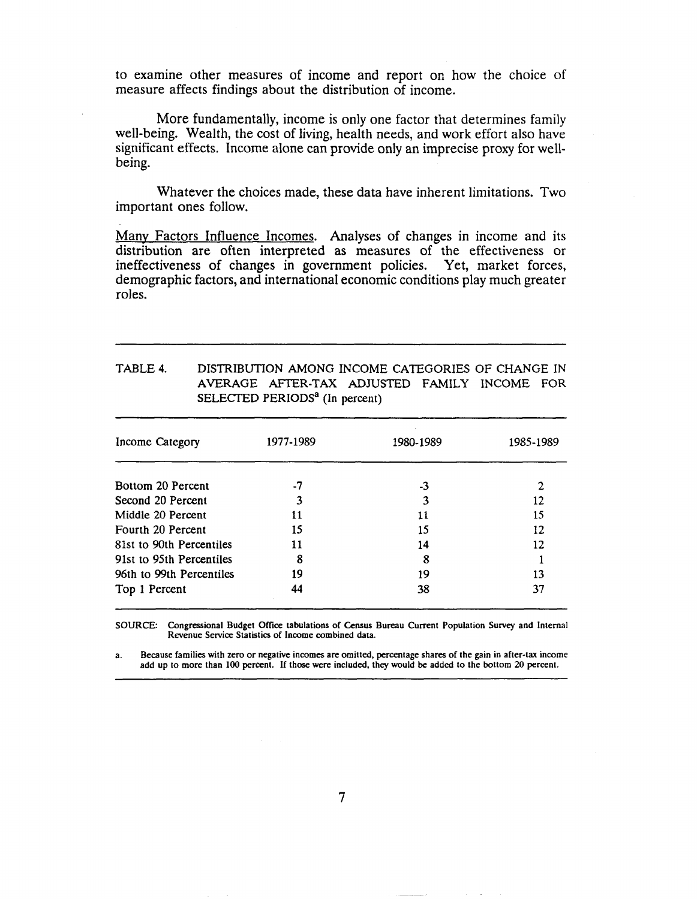to examine other measures of income and report on how the choice of measure affects findings about the distribution of income.

More fundamentally, income is only one factor that determines family well-being. Wealth, the cost of living, health needs, and work effort also have significant effects. Income alone can provide only an imprecise proxy for well-being.

Whatever the choices made, these data have inherent limitations. Two important ones follow.

Many Factors Influence Incomes. Analyses of changes in income and its distribution are often interpreted as measures of the effectiveness or ineffectiveness of changes in government policies. Yet, market forces, demographic factors, and international economic conditions play much greater roles.

TABLE 4. DISTRIBUTION AMONG INCOME CATEGORIES OF CHANGE IN AVERAGE AFTER-TAX ADJUSTED FAMILY INCOME FOR SELECTED PERIODS[a] (In percent)

| Income Category | 1977-1989 | 1980-1989 | 1985-1989 |
|---|---|---|---|
| Bottom 20 Percent | -7 | -3 | 2 |
| Second 20 Percent | 3 | 3 | 12 |
| Middle 20 Percent | 11 | 11 | 15 |
| Fourth 20 Percent | 15 | 15 | 12 |
| 81st to 90th Percentiles | 11 | 14 | 12 |
| 91st to 95th Percentiles | 8 | 8 | 1 |
| 96th to 99th Percentiles | 19 | 19 | 13 |
| Top 1 Percent | 44 | 38 | 37 |

SOURCE: Congressional Budget Office tabulations of Census Bureau Current Population Survey and Internal Revenue Service Statistics of Income combined data.

a. Because families with zero or negative incomes are omitted, percentage shares of the gain in after-tax income add up to more than 100 percent. If those were included, they would be added to the bottom 20 percent.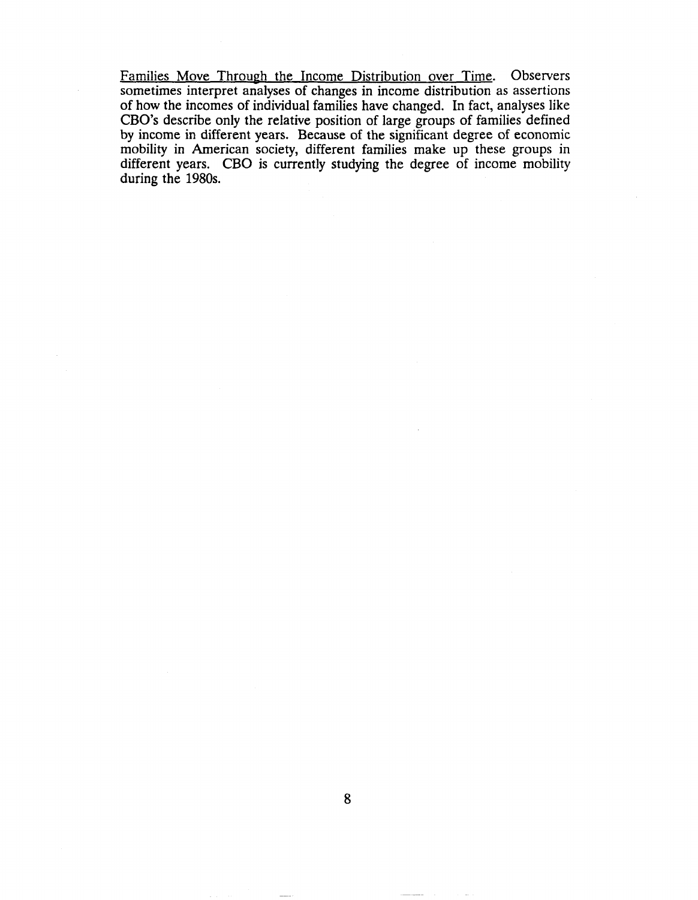<u>Families Move Through the Income Distribution over Time</u>. Observers sometimes interpret analyses of changes in income distribution as assertions of how the incomes of individual families have changed. In fact, analyses like CBO's describe only the relative position of large groups of families defined by income in different years. Because of the significant degree of economic mobility in American society, different families make up these groups in different years. CBO is currently studying the degree of income mobility during the 1980s.